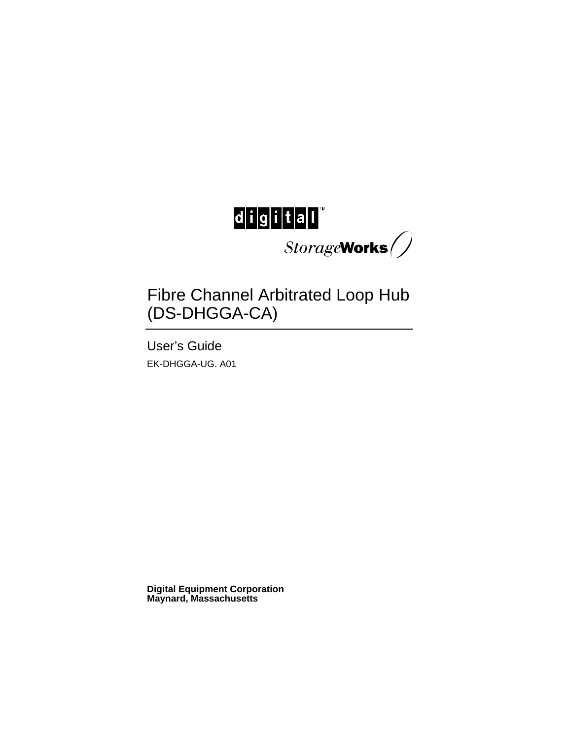digital™

StorageWorks

# Fibre Channel Arbitrated Loop Hub (DS-DHGGA-CA)

## User's Guide

EK-DHGGA-UG. A01

**Digital Equipment Corporation**
**Maynard, Massachusetts**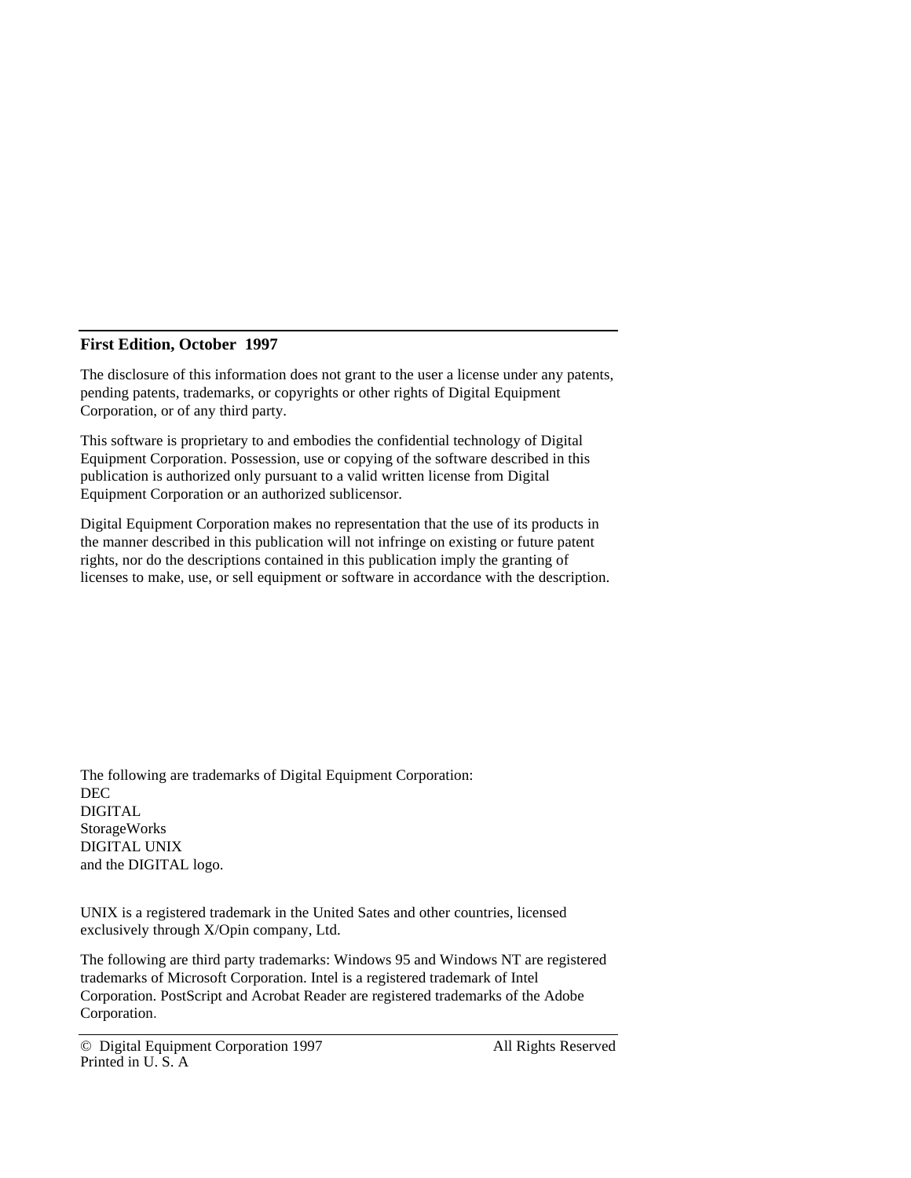---

**First Edition, October 1997**

The disclosure of this information does not grant to the user a license under any patents, pending patents, trademarks, or copyrights or other rights of Digital Equipment Corporation, or of any third party.

This software is proprietary to and embodies the confidential technology of Digital Equipment Corporation. Possession, use or copying of the software described in this publication is authorized only pursuant to a valid written license from Digital Equipment Corporation or an authorized sublicensor.

Digital Equipment Corporation makes no representation that the use of its products in the manner described in this publication will not infringe on existing or future patent rights, nor do the descriptions contained in this publication imply the granting of licenses to make, use, or sell equipment or software in accordance with the description.

The following are trademarks of Digital Equipment Corporation:
DEC
DIGITAL
StorageWorks
DIGITAL UNIX
and the DIGITAL logo.

UNIX is a registered trademark in the United Sates and other countries, licensed exclusively through X/Opin company, Ltd.

The following are third party trademarks: Windows 95 and Windows NT are registered trademarks of Microsoft Corporation. Intel is a registered trademark of Intel Corporation. PostScript and Acrobat Reader are registered trademarks of the Adobe Corporation.

---

© Digital Equipment Corporation 1997 All Rights Reserved
Printed in U. S. A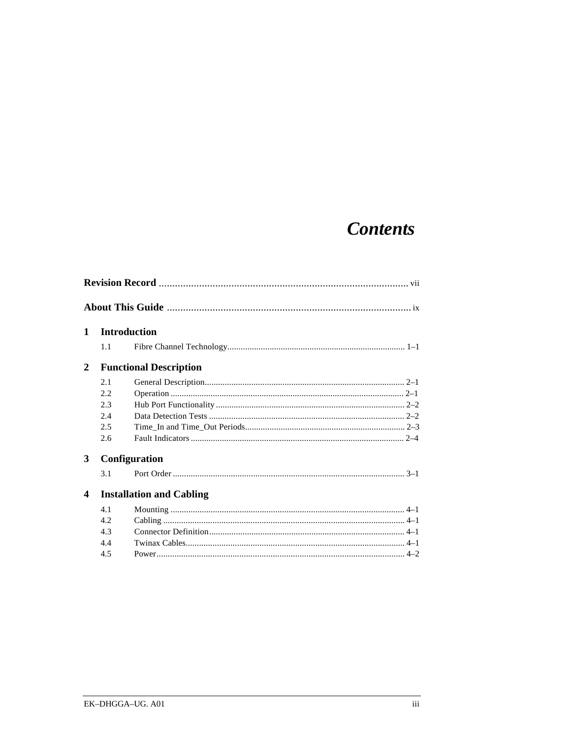# *Contents*

**Revision Record** ........................................................................................ vii

**About This Guide** ........................................................................................ ix

## 1 Introduction

1.1 Fibre Channel Technology................................................................................ 1–1

## 2 Functional Description

2.1 General Description.......................................................................................... 2–1
2.2 Operation ........................................................................................................ 2–1
2.3 Hub Port Functionality ..................................................................................... 2–2
2.4 Data Detection Tests ........................................................................................ 2–2
2.5 Time_In and Time_Out Periods........................................................................ 2–3
2.6 Fault Indicators ................................................................................................ 2–4

## 3 Configuration

3.1 Port Order ........................................................................................................ 3–1

## 4 Installation and Cabling

4.1 Mounting ......................................................................................................... 4–1
4.2 Cabling ............................................................................................................ 4–1
4.3 Connector Definition........................................................................................ 4–1
4.4 Twinax Cables.................................................................................................. 4–1
4.5 Power............................................................................................................... 4–2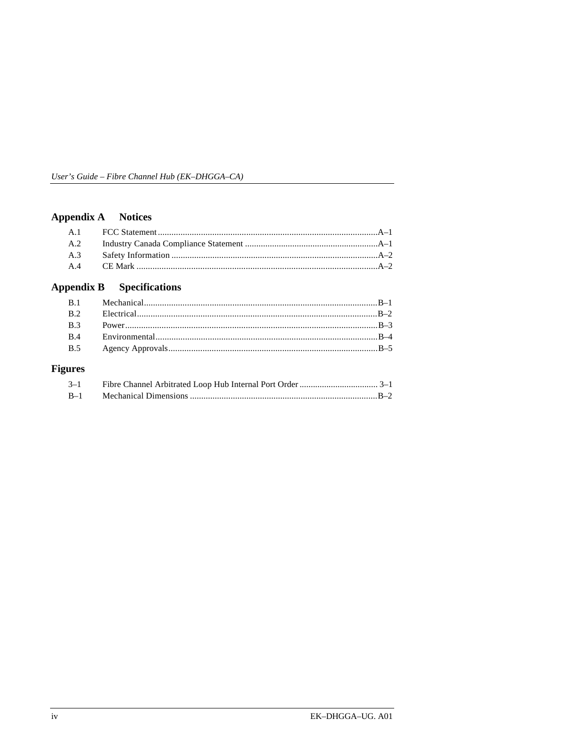## Appendix A Notices

| | | |
|---|---|---|
| A.1 | FCC Statement | A–1 |
| A.2 | Industry Canada Compliance Statement | A–1 |
| A.3 | Safety Information | A–2 |
| A.4 | CE Mark | A–2 |

## Appendix B Specifications

| | | |
|---|---|---|
| B.1 | Mechanical | B–1 |
| B.2 | Electrical | B–2 |
| B.3 | Power | B–3 |
| B.4 | Environmental | B–4 |
| B.5 | Agency Approvals | B–5 |

## Figures

| | | |
|---|---|---|
| 3–1 | Fibre Channel Arbitrated Loop Hub Internal Port Order | 3–1 |
| B–1 | Mechanical Dimensions | B–2 |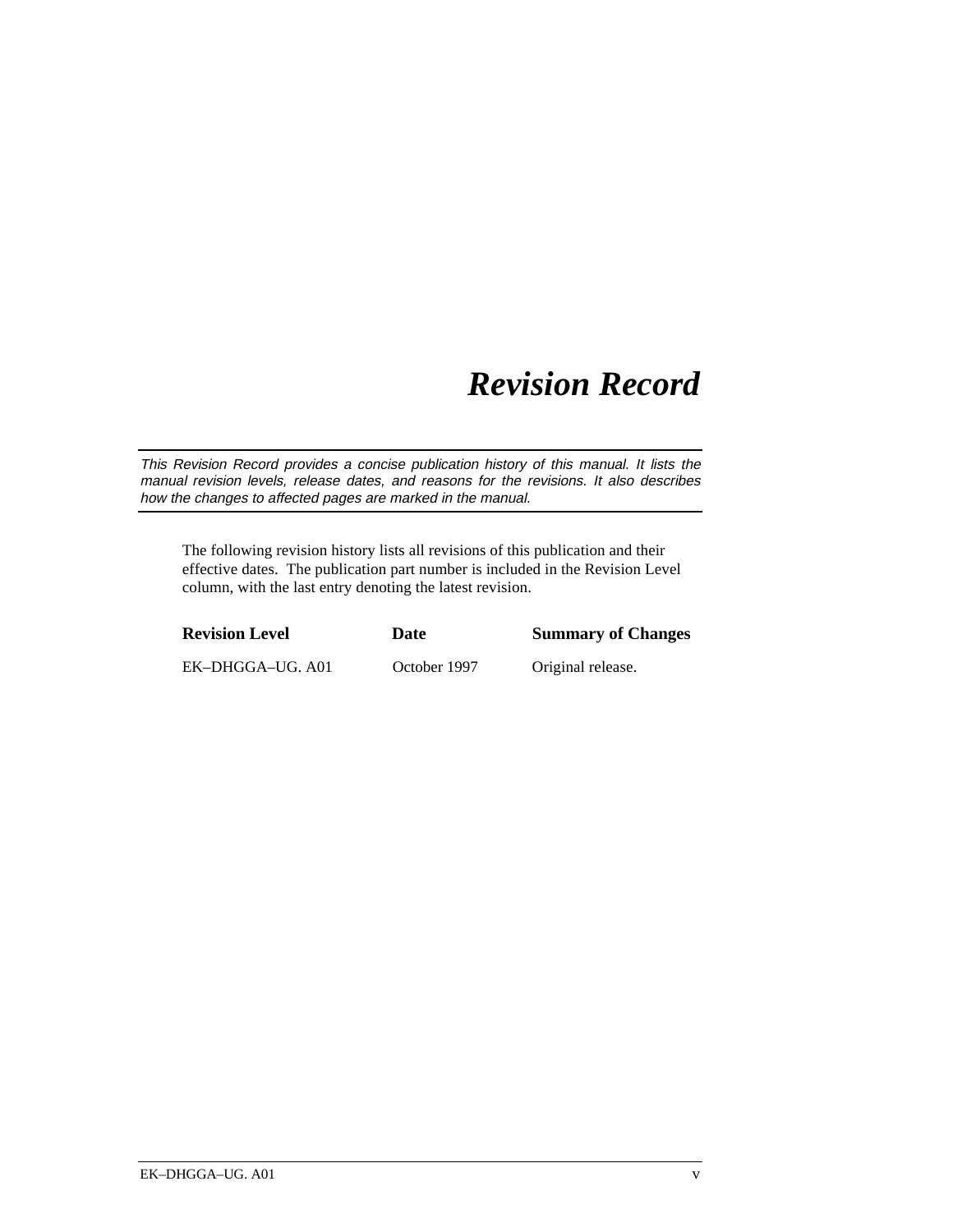# *Revision Record*

*This Revision Record provides a concise publication history of this manual. It lists the manual revision levels, release dates, and reasons for the revisions. It also describes how the changes to affected pages are marked in the manual.*

The following revision history lists all revisions of this publication and their effective dates. The publication part number is included in the Revision Level column, with the last entry denoting the latest revision.

| Revision Level | Date | Summary of Changes |
|---|---|---|
| EK–DHGGA–UG. A01 | October 1997 | Original release. |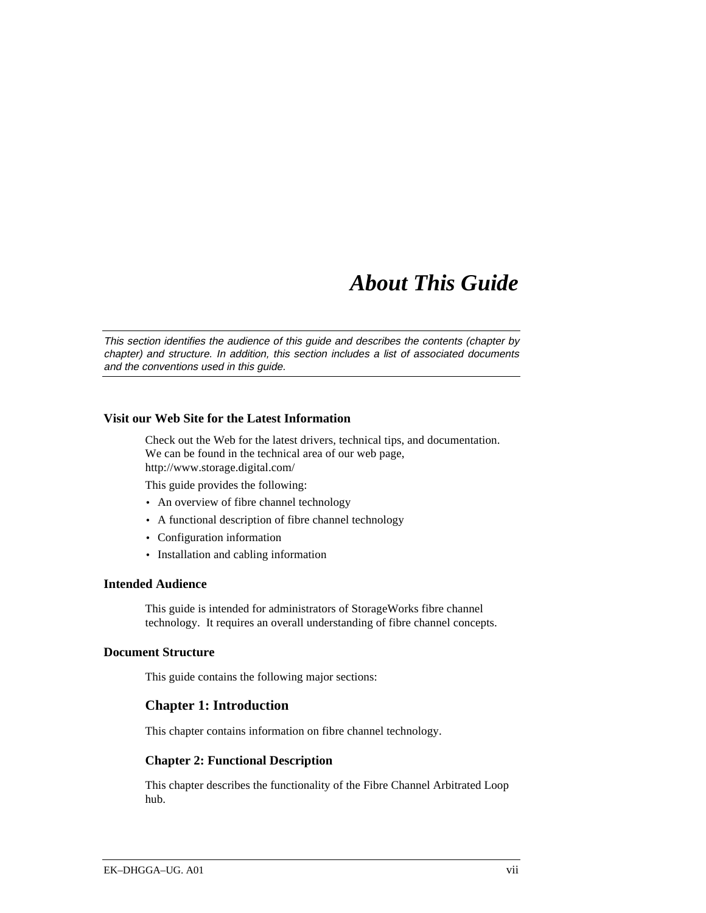# *About This Guide*

*This section identifies the audience of this guide and describes the contents (chapter by chapter) and structure. In addition, this section includes a list of associated documents and the conventions used in this guide.*

## Visit our Web Site for the Latest Information

Check out the Web for the latest drivers, technical tips, and documentation. We can be found in the technical area of our web page, http://www.storage.digital.com/

This guide provides the following:

- An overview of fibre channel technology
- A functional description of fibre channel technology
- Configuration information
- Installation and cabling information

## Intended Audience

This guide is intended for administrators of StorageWorks fibre channel technology. It requires an overall understanding of fibre channel concepts.

## Document Structure

This guide contains the following major sections:

### Chapter 1: Introduction

This chapter contains information on fibre channel technology.

### Chapter 2: Functional Description

This chapter describes the functionality of the Fibre Channel Arbitrated Loop hub.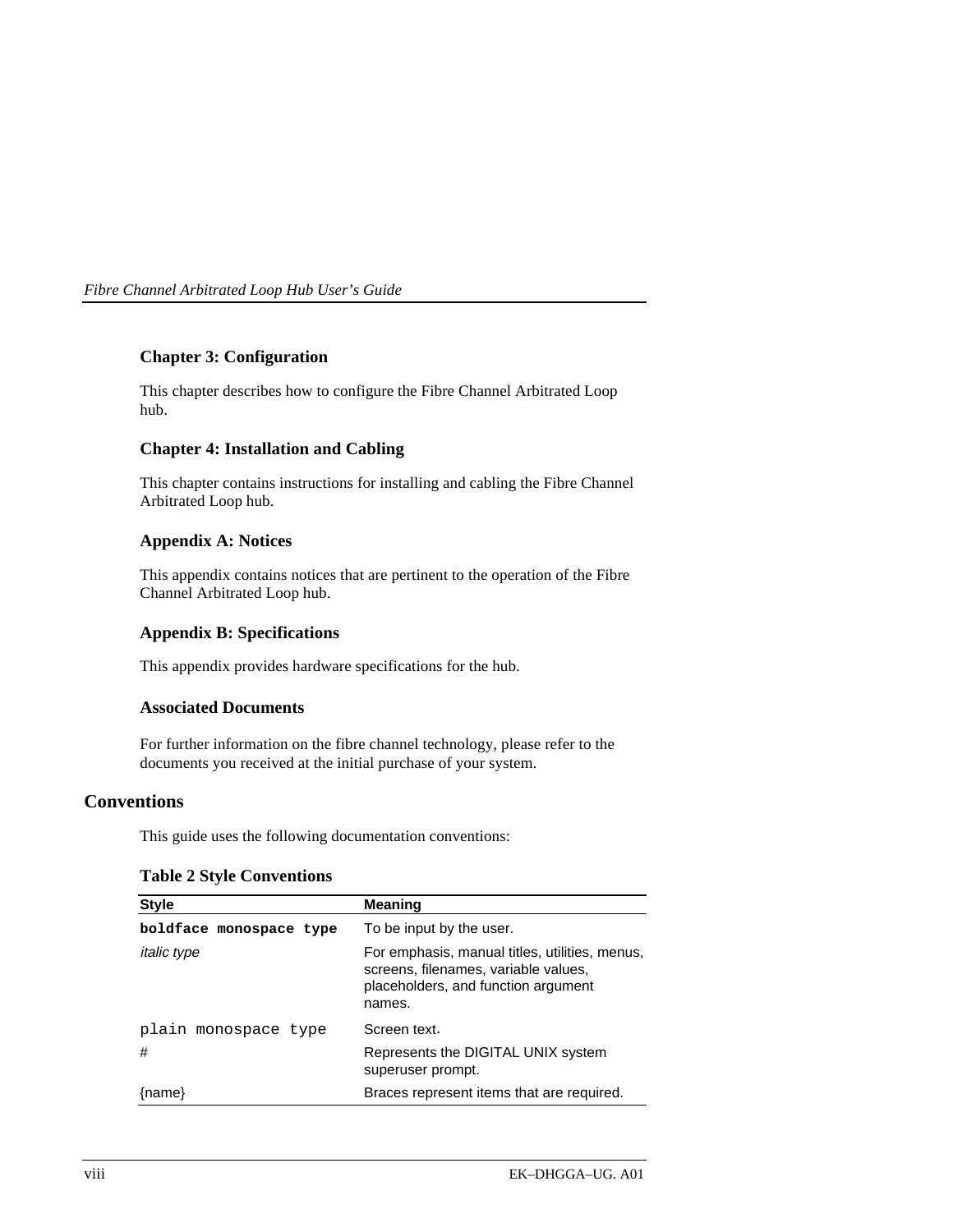### Chapter 3: Configuration

This chapter describes how to configure the Fibre Channel Arbitrated Loop hub.

### Chapter 4: Installation and Cabling

This chapter contains instructions for installing and cabling the Fibre Channel Arbitrated Loop hub.

### Appendix A: Notices

This appendix contains notices that are pertinent to the operation of the Fibre Channel Arbitrated Loop hub.

### Appendix B: Specifications

This appendix provides hardware specifications for the hub.

### Associated Documents

For further information on the fibre channel technology, please refer to the documents you received at the initial purchase of your system.

## Conventions

This guide uses the following documentation conventions:

**Table 2 Style Conventions**

| Style | Meaning |
|---|---|
| **`boldface monospace type`** | To be input by the user. |
| *italic type* | For emphasis, manual titles, utilities, menus, screens, filenames, variable values, placeholders, and function argument names. |
| `plain monospace type` | Screen text. |
| # | Represents the DIGITAL UNIX system superuser prompt. |
| {name} | Braces represent items that are required. |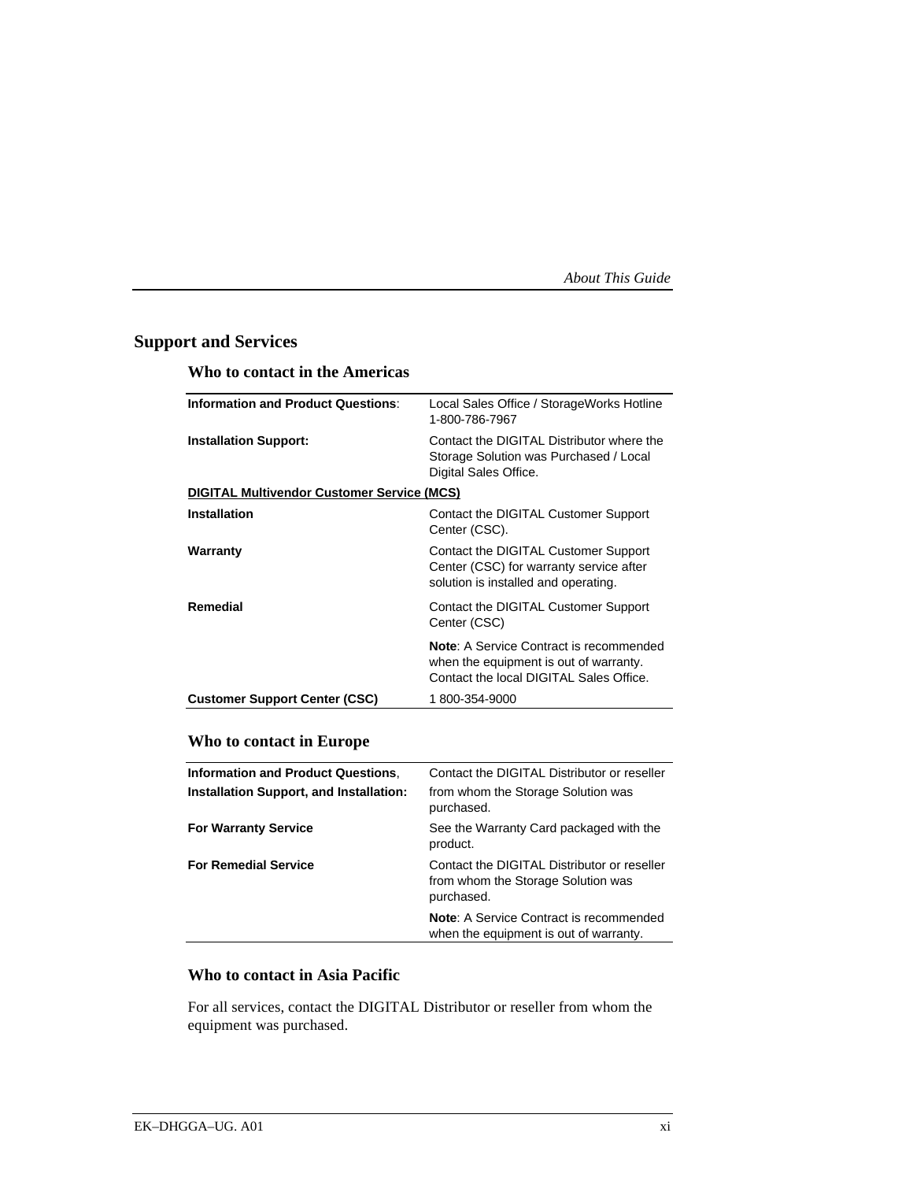## Support and Services

### Who to contact in the Americas

| | |
|---|---|
| **Information and Product Questions**: | Local Sales Office / StorageWorks Hotline 1-800-786-7967 |
| **Installation Support:** | Contact the DIGITAL Distributor where the Storage Solution was Purchased / Local Digital Sales Office. |
| **DIGITAL Multivendor Customer Service (MCS)** | |
| **Installation** | Contact the DIGITAL Customer Support Center (CSC). |
| **Warranty** | Contact the DIGITAL Customer Support Center (CSC) for warranty service after solution is installed and operating. |
| **Remedial** | Contact the DIGITAL Customer Support Center (CSC) |
| | **Note**: A Service Contract is recommended when the equipment is out of warranty. Contact the local DIGITAL Sales Office. |
| **Customer Support Center (CSC)** | 1 800-354-9000 |

### Who to contact in Europe

| | |
|---|---|
| **Information and Product Questions**, **Installation Support, and Installation:** | Contact the DIGITAL Distributor or reseller from whom the Storage Solution was purchased. |
| **For Warranty Service** | See the Warranty Card packaged with the product. |
| **For Remedial Service** | Contact the DIGITAL Distributor or reseller from whom the Storage Solution was purchased. |
| | **Note**: A Service Contract is recommended when the equipment is out of warranty. |

### Who to contact in Asia Pacific

For all services, contact the DIGITAL Distributor or reseller from whom the equipment was purchased.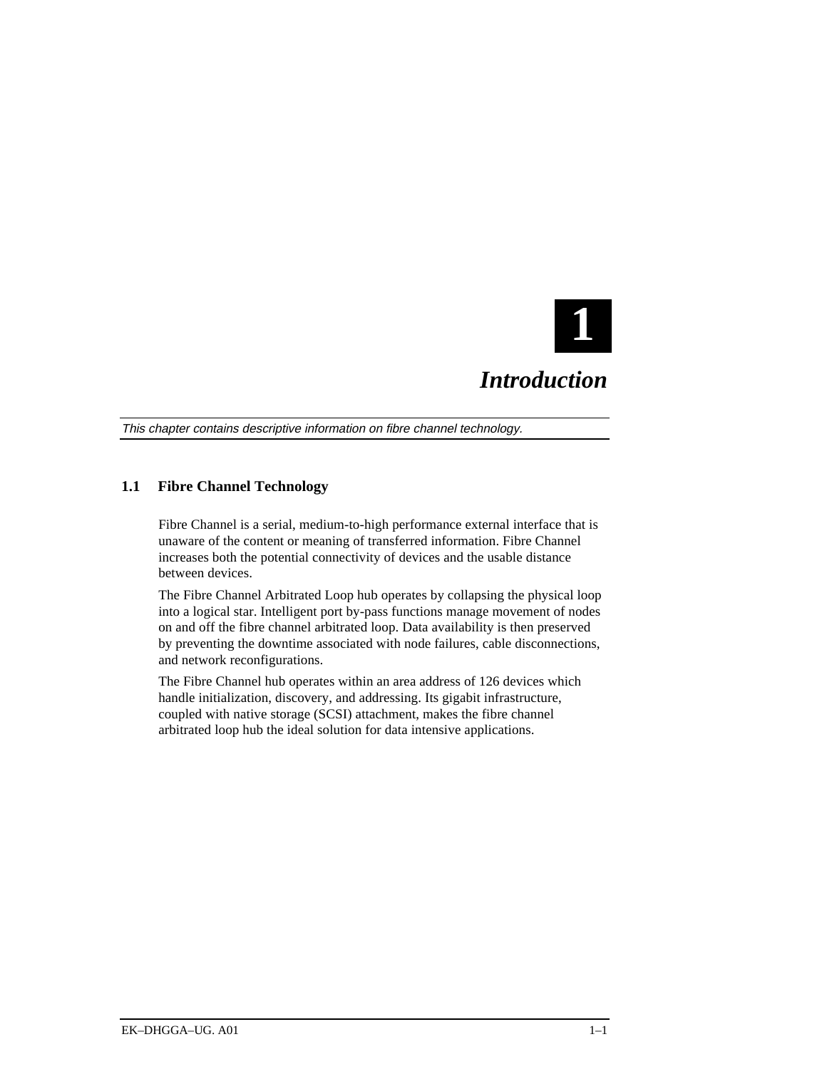# 1

# *Introduction*

*This chapter contains descriptive information on fibre channel technology.*

## 1.1 Fibre Channel Technology

Fibre Channel is a serial, medium-to-high performance external interface that is unaware of the content or meaning of transferred information. Fibre Channel increases both the potential connectivity of devices and the usable distance between devices.

The Fibre Channel Arbitrated Loop hub operates by collapsing the physical loop into a logical star. Intelligent port by-pass functions manage movement of nodes on and off the fibre channel arbitrated loop. Data availability is then preserved by preventing the downtime associated with node failures, cable disconnections, and network reconfigurations.

The Fibre Channel hub operates within an area address of 126 devices which handle initialization, discovery, and addressing. Its gigabit infrastructure, coupled with native storage (SCSI) attachment, makes the fibre channel arbitrated loop hub the ideal solution for data intensive applications.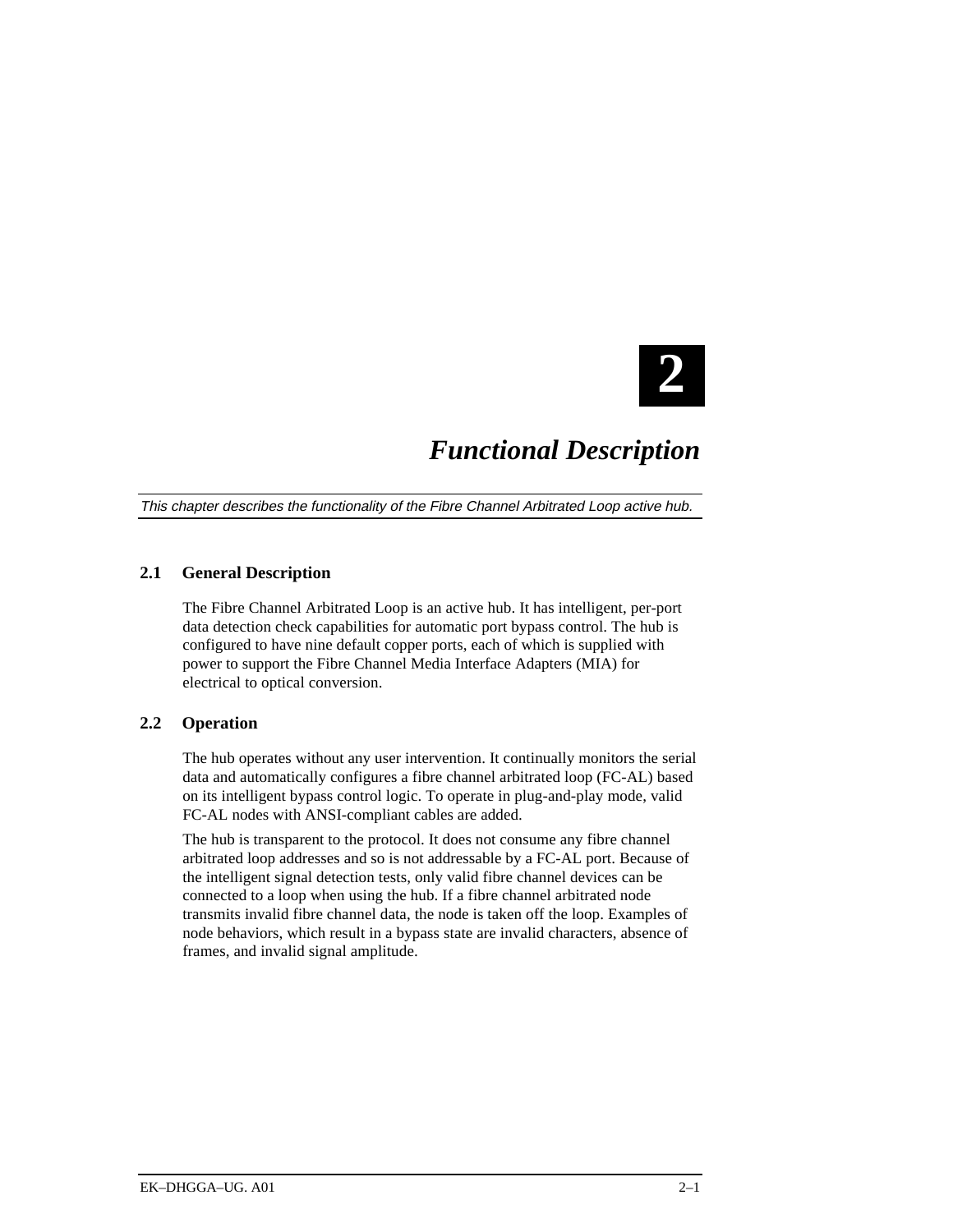# 2

# *Functional Description*

*This chapter describes the functionality of the Fibre Channel Arbitrated Loop active hub.*

## 2.1 General Description

The Fibre Channel Arbitrated Loop is an active hub. It has intelligent, per-port data detection check capabilities for automatic port bypass control. The hub is configured to have nine default copper ports, each of which is supplied with power to support the Fibre Channel Media Interface Adapters (MIA) for electrical to optical conversion.

## 2.2 Operation

The hub operates without any user intervention. It continually monitors the serial data and automatically configures a fibre channel arbitrated loop (FC-AL) based on its intelligent bypass control logic. To operate in plug-and-play mode, valid FC-AL nodes with ANSI-compliant cables are added.

The hub is transparent to the protocol. It does not consume any fibre channel arbitrated loop addresses and so is not addressable by a FC-AL port. Because of the intelligent signal detection tests, only valid fibre channel devices can be connected to a loop when using the hub. If a fibre channel arbitrated node transmits invalid fibre channel data, the node is taken off the loop. Examples of node behaviors, which result in a bypass state are invalid characters, absence of frames, and invalid signal amplitude.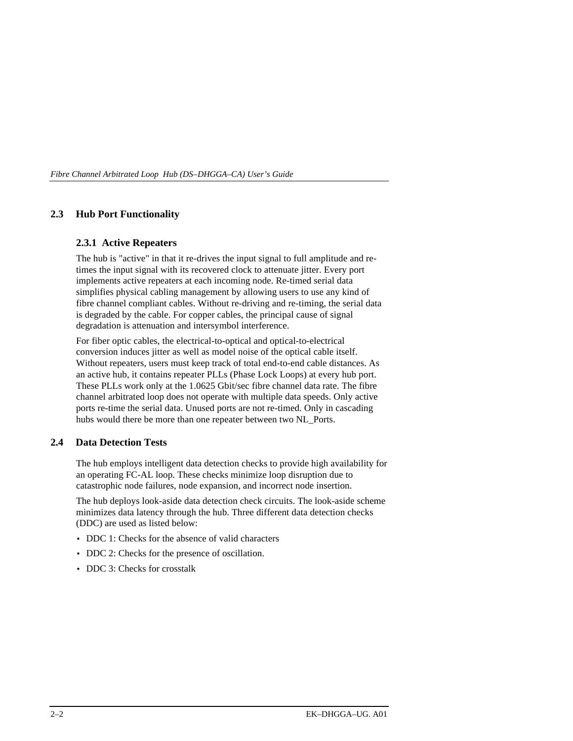## 2.3 Hub Port Functionality

### 2.3.1 Active Repeaters

The hub is "active" in that it re-drives the input signal to full amplitude and re-times the input signal with its recovered clock to attenuate jitter. Every port implements active repeaters at each incoming node. Re-timed serial data simplifies physical cabling management by allowing users to use any kind of fibre channel compliant cables. Without re-driving and re-timing, the serial data is degraded by the cable. For copper cables, the principal cause of signal degradation is attenuation and intersymbol interference.

For fiber optic cables, the electrical-to-optical and optical-to-electrical conversion induces jitter as well as model noise of the optical cable itself. Without repeaters, users must keep track of total end-to-end cable distances. As an active hub, it contains repeater PLLs (Phase Lock Loops) at every hub port. These PLLs work only at the 1.0625 Gbit/sec fibre channel data rate. The fibre channel arbitrated loop does not operate with multiple data speeds. Only active ports re-time the serial data. Unused ports are not re-timed. Only in cascading hubs would there be more than one repeater between two NL_Ports.

## 2.4 Data Detection Tests

The hub employs intelligent data detection checks to provide high availability for an operating FC-AL loop. These checks minimize loop disruption due to catastrophic node failures, node expansion, and incorrect node insertion.

The hub deploys look-aside data detection check circuits. The look-aside scheme minimizes data latency through the hub. Three different data detection checks (DDC) are used as listed below:

- DDC 1: Checks for the absence of valid characters
- DDC 2: Checks for the presence of oscillation.
- DDC 3: Checks for crosstalk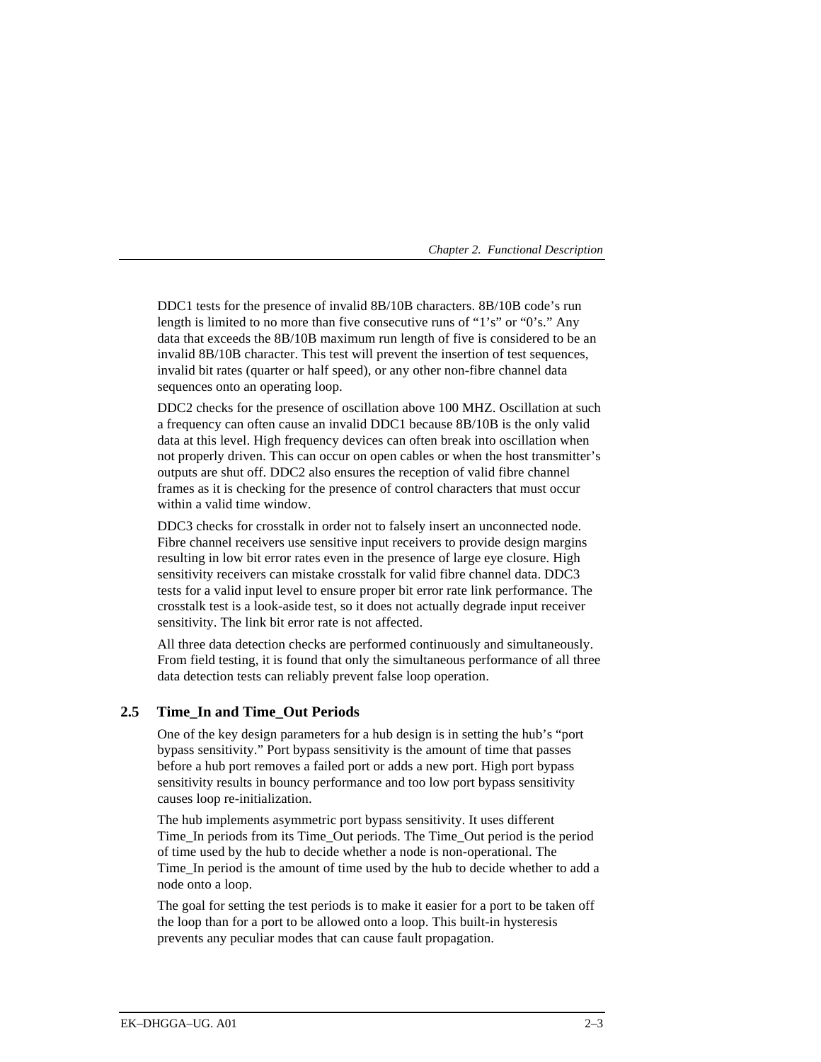DDC1 tests for the presence of invalid 8B/10B characters. 8B/10B code's run length is limited to no more than five consecutive runs of "1's" or "0's." Any data that exceeds the 8B/10B maximum run length of five is considered to be an invalid 8B/10B character. This test will prevent the insertion of test sequences, invalid bit rates (quarter or half speed), or any other non-fibre channel data sequences onto an operating loop.

DDC2 checks for the presence of oscillation above 100 MHZ. Oscillation at such a frequency can often cause an invalid DDC1 because 8B/10B is the only valid data at this level. High frequency devices can often break into oscillation when not properly driven. This can occur on open cables or when the host transmitter's outputs are shut off. DDC2 also ensures the reception of valid fibre channel frames as it is checking for the presence of control characters that must occur within a valid time window.

DDC3 checks for crosstalk in order not to falsely insert an unconnected node. Fibre channel receivers use sensitive input receivers to provide design margins resulting in low bit error rates even in the presence of large eye closure. High sensitivity receivers can mistake crosstalk for valid fibre channel data. DDC3 tests for a valid input level to ensure proper bit error rate link performance. The crosstalk test is a look-aside test, so it does not actually degrade input receiver sensitivity. The link bit error rate is not affected.

All three data detection checks are performed continuously and simultaneously. From field testing, it is found that only the simultaneous performance of all three data detection tests can reliably prevent false loop operation.

## 2.5 Time_In and Time_Out Periods

One of the key design parameters for a hub design is in setting the hub's "port bypass sensitivity." Port bypass sensitivity is the amount of time that passes before a hub port removes a failed port or adds a new port. High port bypass sensitivity results in bouncy performance and too low port bypass sensitivity causes loop re-initialization.

The hub implements asymmetric port bypass sensitivity. It uses different Time_In periods from its Time_Out periods. The Time_Out period is the period of time used by the hub to decide whether a node is non-operational. The Time_In period is the amount of time used by the hub to decide whether to add a node onto a loop.

The goal for setting the test periods is to make it easier for a port to be taken off the loop than for a port to be allowed onto a loop. This built-in hysteresis prevents any peculiar modes that can cause fault propagation.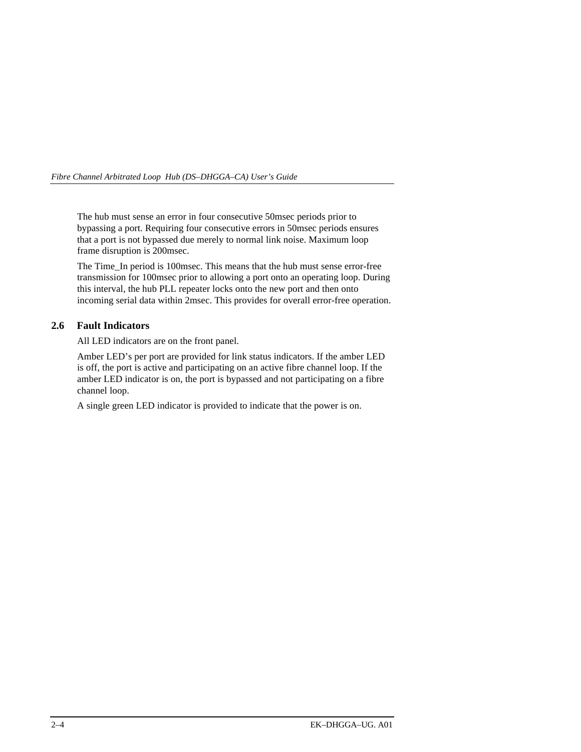The hub must sense an error in four consecutive 50msec periods prior to bypassing a port. Requiring four consecutive errors in 50msec periods ensures that a port is not bypassed due merely to normal link noise. Maximum loop frame disruption is 200msec.

The Time_In period is 100msec. This means that the hub must sense error-free transmission for 100msec prior to allowing a port onto an operating loop. During this interval, the hub PLL repeater locks onto the new port and then onto incoming serial data within 2msec. This provides for overall error-free operation.

## 2.6 Fault Indicators

All LED indicators are on the front panel.

Amber LED's per port are provided for link status indicators. If the amber LED is off, the port is active and participating on an active fibre channel loop. If the amber LED indicator is on, the port is bypassed and not participating on a fibre channel loop.

A single green LED indicator is provided to indicate that the power is on.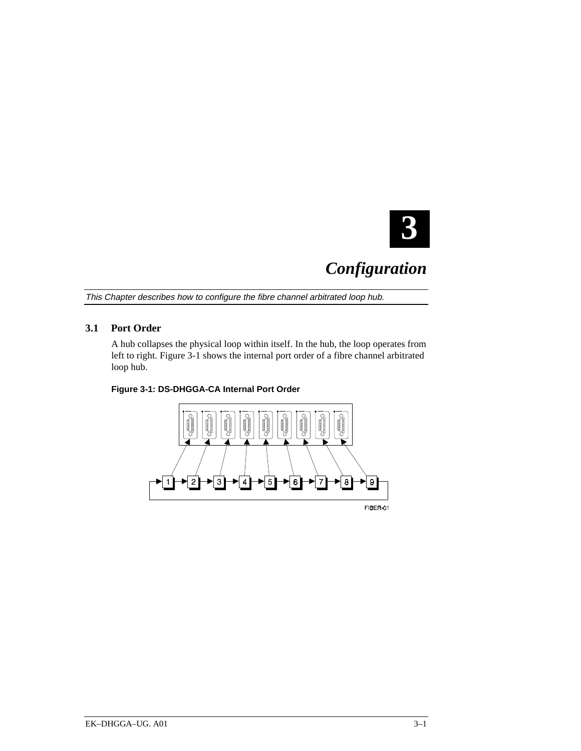# 3

# *Configuration*

*This Chapter describes how to configure the fibre channel arbitrated loop hub.*

## 3.1 Port Order

A hub collapses the physical loop within itself. In the hub, the loop operates from left to right. Figure 3-1 shows the internal port order of a fibre channel arbitrated loop hub.

**Figure 3-1: DS-DHGGA-CA Internal Port Order**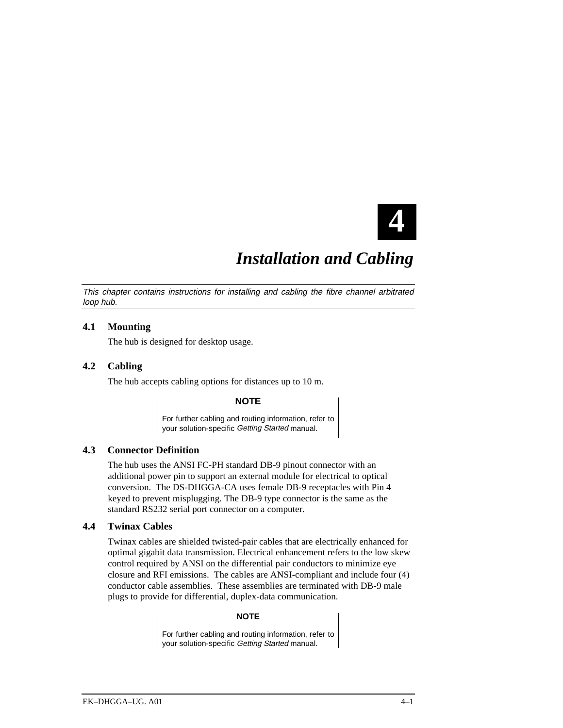# 4

# *Installation and Cabling*

*This chapter contains instructions for installing and cabling the fibre channel arbitrated loop hub.*

## 4.1 Mounting

The hub is designed for desktop usage.

## 4.2 Cabling

The hub accepts cabling options for distances up to 10 m.

> **NOTE**
>
> For further cabling and routing information, refer to your solution-specific *Getting Started* manual.

## 4.3 Connector Definition

The hub uses the ANSI FC-PH standard DB-9 pinout connector with an additional power pin to support an external module for electrical to optical conversion. The DS-DHGGA-CA uses female DB-9 receptacles with Pin 4 keyed to prevent misplugging. The DB-9 type connector is the same as the standard RS232 serial port connector on a computer.

## 4.4 Twinax Cables

Twinax cables are shielded twisted-pair cables that are electrically enhanced for optimal gigabit data transmission. Electrical enhancement refers to the low skew control required by ANSI on the differential pair conductors to minimize eye closure and RFI emissions. The cables are ANSI-compliant and include four (4) conductor cable assemblies. These assemblies are terminated with DB-9 male plugs to provide for differential, duplex-data communication.

> **NOTE**
>
> For further cabling and routing information, refer to your solution-specific *Getting Started* manual.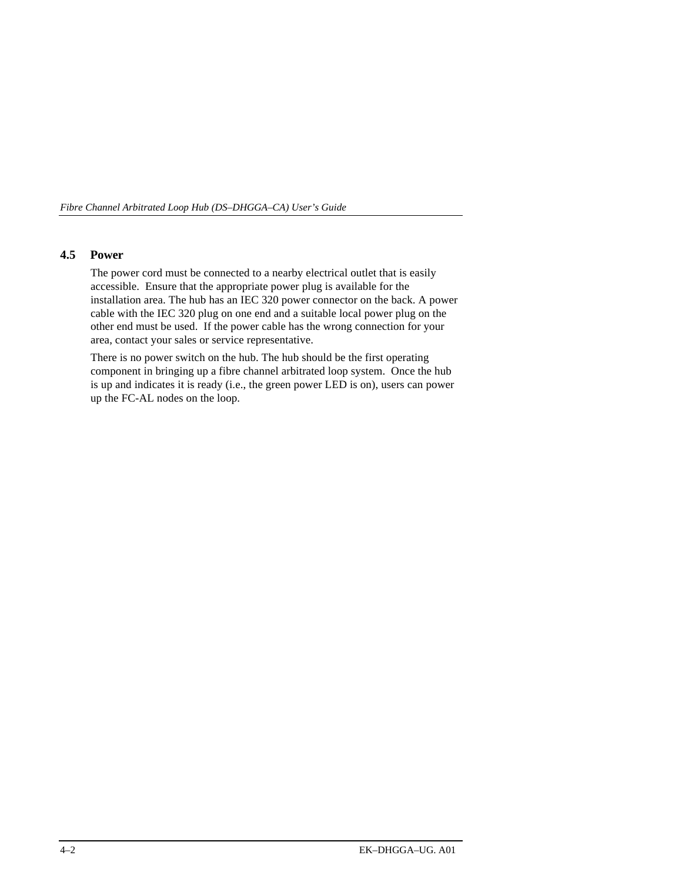## 4.5 Power

The power cord must be connected to a nearby electrical outlet that is easily accessible. Ensure that the appropriate power plug is available for the installation area. The hub has an IEC 320 power connector on the back. A power cable with the IEC 320 plug on one end and a suitable local power plug on the other end must be used. If the power cable has the wrong connection for your area, contact your sales or service representative.

There is no power switch on the hub. The hub should be the first operating component in bringing up a fibre channel arbitrated loop system. Once the hub is up and indicates it is ready (i.e., the green power LED is on), users can power up the FC-AL nodes on the loop.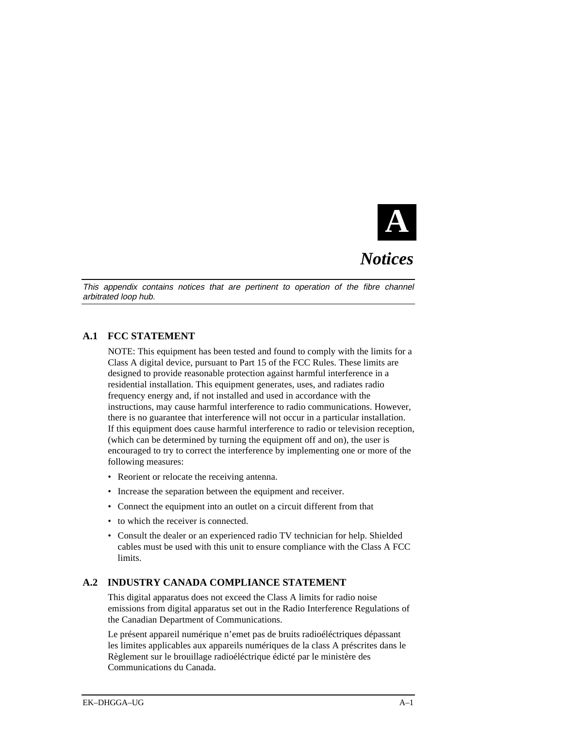# A

# *Notices*

*This appendix contains notices that are pertinent to operation of the fibre channel arbitrated loop hub.*

## A.1 FCC STATEMENT

NOTE: This equipment has been tested and found to comply with the limits for a Class A digital device, pursuant to Part 15 of the FCC Rules. These limits are designed to provide reasonable protection against harmful interference in a residential installation. This equipment generates, uses, and radiates radio frequency energy and, if not installed and used in accordance with the instructions, may cause harmful interference to radio communications. However, there is no guarantee that interference will not occur in a particular installation. If this equipment does cause harmful interference to radio or television reception, (which can be determined by turning the equipment off and on), the user is encouraged to try to correct the interference by implementing one or more of the following measures:

- Reorient or relocate the receiving antenna.
- Increase the separation between the equipment and receiver.
- Connect the equipment into an outlet on a circuit different from that
- to which the receiver is connected.
- Consult the dealer or an experienced radio TV technician for help. Shielded cables must be used with this unit to ensure compliance with the Class A FCC limits.

## A.2 INDUSTRY CANADA COMPLIANCE STATEMENT

This digital apparatus does not exceed the Class A limits for radio noise emissions from digital apparatus set out in the Radio Interference Regulations of the Canadian Department of Communications.

Le présent appareil numérique n'emet pas de bruits radioéléctriques dépassant les limites applicables aux appareils numériques de la class A préscrites dans le Règlement sur le brouillage radioéléctrique édicté par le ministère des Communications du Canada.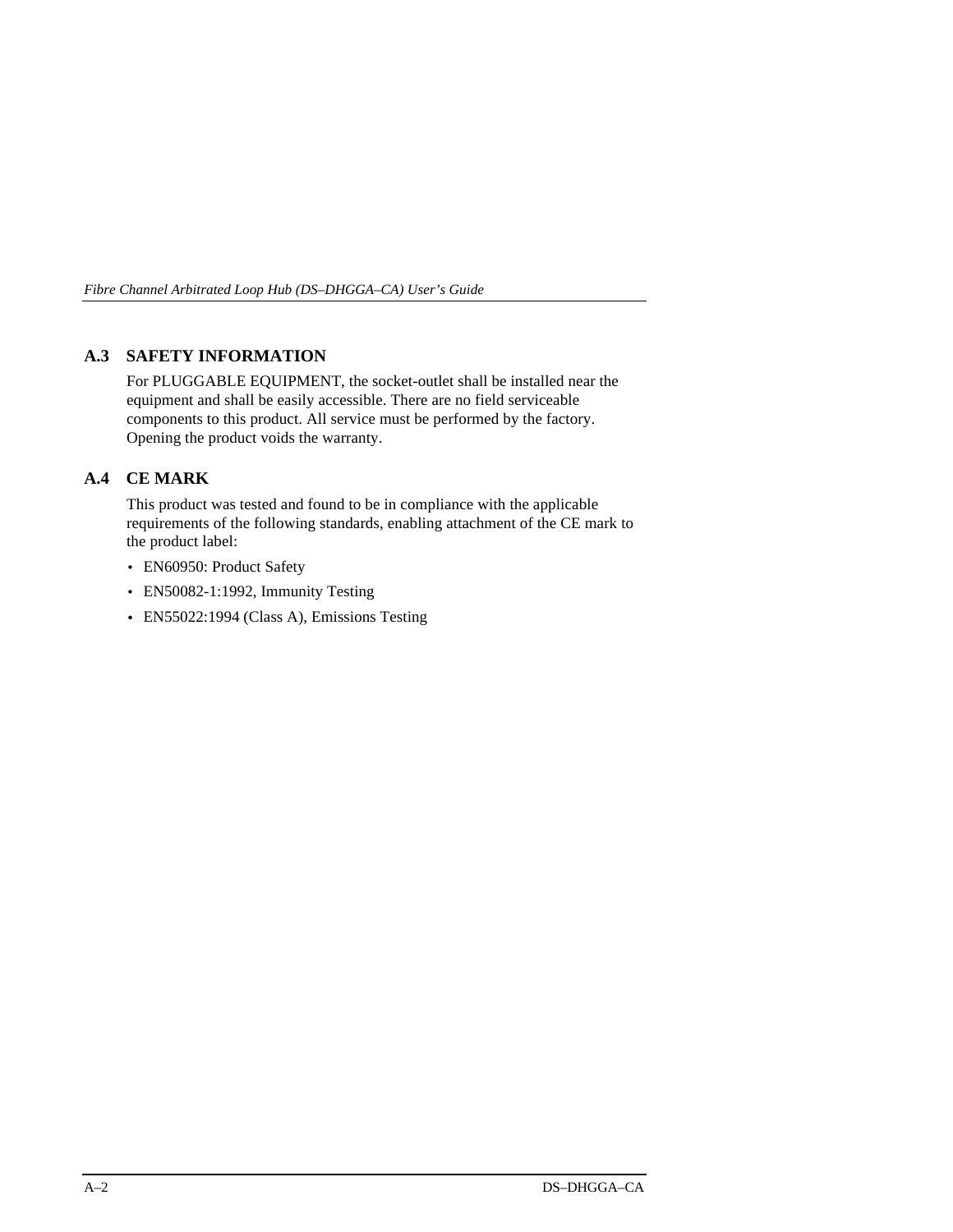## A.3 SAFETY INFORMATION

For PLUGGABLE EQUIPMENT, the socket-outlet shall be installed near the equipment and shall be easily accessible. There are no field serviceable components to this product. All service must be performed by the factory. Opening the product voids the warranty.

## A.4 CE MARK

This product was tested and found to be in compliance with the applicable requirements of the following standards, enabling attachment of the CE mark to the product label:

- EN60950: Product Safety
- EN50082-1:1992, Immunity Testing
- EN55022:1994 (Class A), Emissions Testing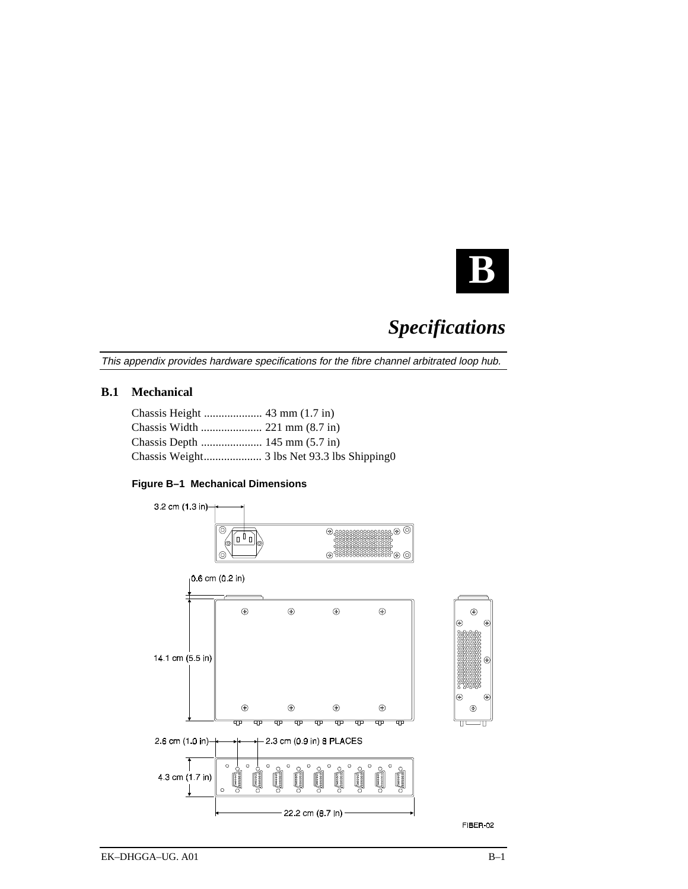# B

# *Specifications*

*This appendix provides hardware specifications for the fibre channel arbitrated loop hub.*

## B.1 Mechanical

Chassis Height .................... 43 mm (1.7 in)
Chassis Width ..................... 221 mm (8.7 in)
Chassis Depth ..................... 145 mm (5.7 in)
Chassis Weight.................... 3 lbs Net 93.3 lbs Shipping0

**Figure B–1 Mechanical Dimensions**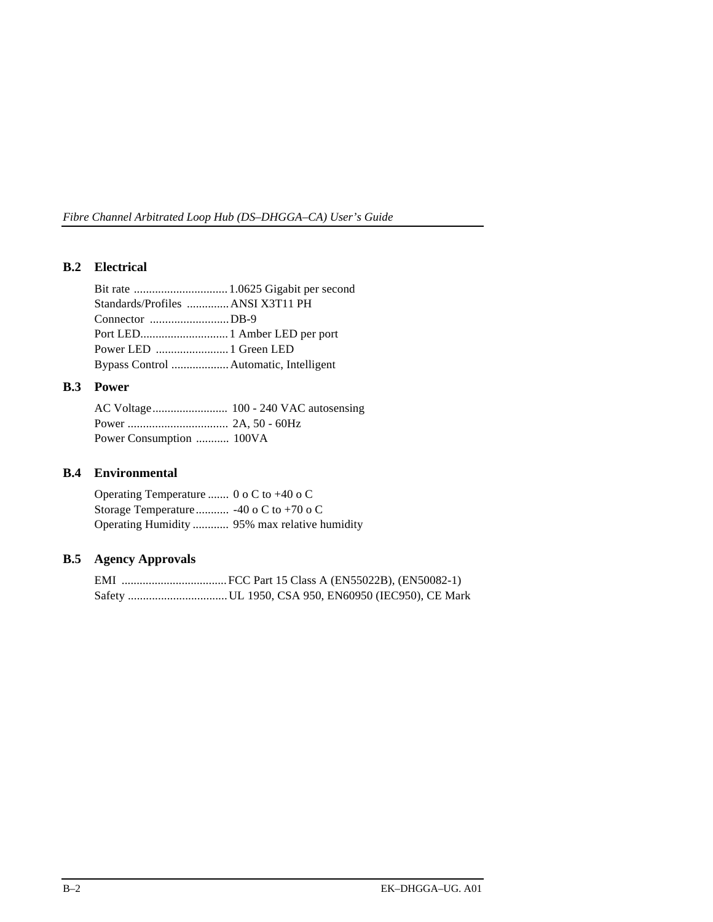## B.2 Electrical

Bit rate ............................... 1.0625 Gigabit per second
Standards/Profiles .............. ANSI X3T11 PH
Connector .......................... DB-9
Port LED............................. 1 Amber LED per port
Power LED ........................ 1 Green LED
Bypass Control ................... Automatic, Intelligent

## B.3 Power

AC Voltage......................... 100 - 240 VAC autosensing
Power ................................. 2A, 50 - 60Hz
Power Consumption ........... 100VA

## B.4 Environmental

Operating Temperature ....... 0 o C to +40 o C
Storage Temperature........... -40 o C to +70 o C
Operating Humidity ............ 95% max relative humidity

## B.5 Agency Approvals

EMI ................................... FCC Part 15 Class A (EN55022B), (EN50082-1)
Safety ................................. UL 1950, CSA 950, EN60950 (IEC950), CE Mark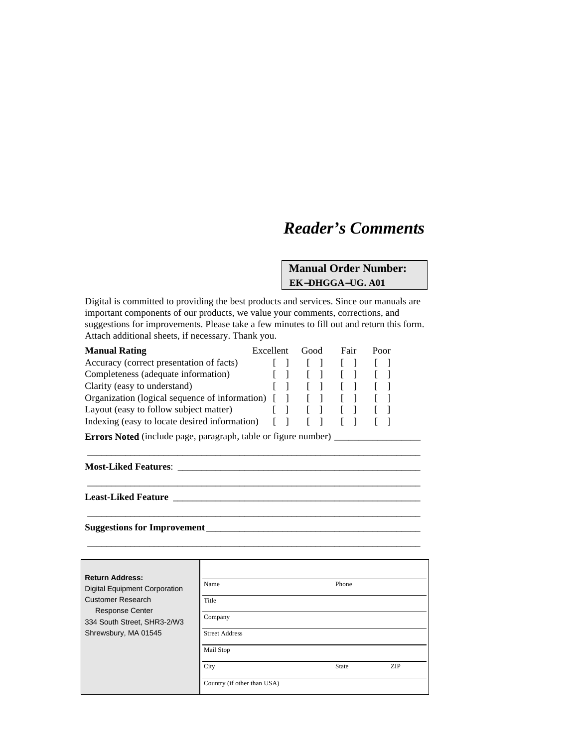# *Reader's Comments*

**Manual Order Number:**
**EK–DHGGA–UG. A01**

Digital is committed to providing the best products and services. Since our manuals are important components of our products, we value your comments, corrections, and suggestions for improvements. Please take a few minutes to fill out and return this form. Attach additional sheets, if necessary. Thank you.

| **Manual Rating** | Excellent | Good | Fair | Poor |
|---|---|---|---|---|
| Accuracy (correct presentation of facts) | [ ] | [ ] | [ ] | [ ] |
| Completeness (adequate information) | [ ] | [ ] | [ ] | [ ] |
| Clarity (easy to understand) | [ ] | [ ] | [ ] | [ ] |
| Organization (logical sequence of information) | [ ] | [ ] | [ ] | [ ] |
| Layout (easy to follow subject matter) | [ ] | [ ] | [ ] | [ ] |
| Indexing (easy to locate desired information) | [ ] | [ ] | [ ] | [ ] |

**Errors Noted** (include page, paragraph, table or figure number) __________________

______________________________________________________________________

**Most-Liked Features**: ____________________________________________________

______________________________________________________________________

**Least-Liked Feature** _____________________________________________________

______________________________________________________________________

**Suggestions for Improvement** ______________________________________________

______________________________________________________________________

| **Return Address:** | |
|---|---|
| Digital Equipment Corporation | Name / Phone |
| Customer Research | Title |
| Response Center | Company |
| 334 South Street, SHR3-2/W3 | Street Address |
| Shrewsbury, MA 01545 | Mail Stop |
| | City / State / ZIP |
| | Country (if other than USA) |